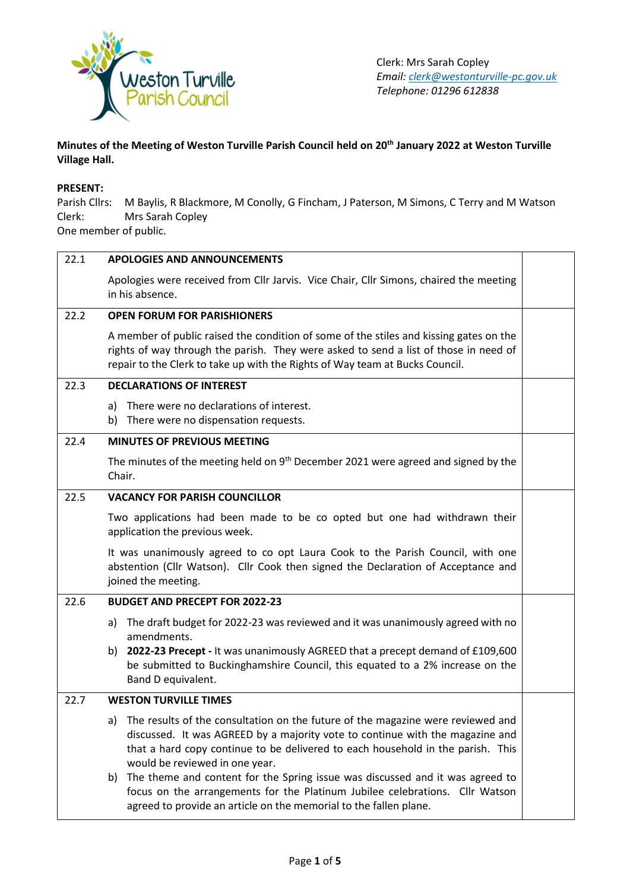Clerk: Mrs Sarah Copley
*Email: clerk@westonturville-pc.gov.uk*
*Telephone: 01296 612838*

**Minutes of the Meeting of Weston Turville Parish Council held on 20th January 2022 at Weston Turville Village Hall.**

**PRESENT:**
Parish Cllrs: M Baylis, R Blackmore, M Conolly, G Fincham, J Paterson, M Simons, C Terry and M Watson
Clerk: Mrs Sarah Copley
One member of public.

| | | |
|---|---|---|
| 22.1 | **APOLOGIES AND ANNOUNCEMENTS**<br><br>Apologies were received from Cllr Jarvis. Vice Chair, Cllr Simons, chaired the meeting in his absence. | |
| 22.2 | **OPEN FORUM FOR PARISHIONERS**<br><br>A member of public raised the condition of some of the stiles and kissing gates on the rights of way through the parish. They were asked to send a list of those in need of repair to the Clerk to take up with the Rights of Way team at Bucks Council. | |
| 22.3 | **DECLARATIONS OF INTEREST**<br><br>a) There were no declarations of interest.<br>b) There were no dispensation requests. | |
| 22.4 | **MINUTES OF PREVIOUS MEETING**<br><br>The minutes of the meeting held on 9th December 2021 were agreed and signed by the Chair. | |
| 22.5 | **VACANCY FOR PARISH COUNCILLOR**<br><br>Two applications had been made to be co opted but one had withdrawn their application the previous week.<br><br>It was unanimously agreed to co opt Laura Cook to the Parish Council, with one abstention (Cllr Watson). Cllr Cook then signed the Declaration of Acceptance and joined the meeting. | |
| 22.6 | **BUDGET AND PRECEPT FOR 2022-23**<br><br>a) The draft budget for 2022-23 was reviewed and it was unanimously agreed with no amendments.<br>b) **2022-23 Precept -** It was unanimously AGREED that a precept demand of £109,600 be submitted to Buckinghamshire Council, this equated to a 2% increase on the Band D equivalent. | |
| 22.7 | **WESTON TURVILLE TIMES**<br><br>a) The results of the consultation on the future of the magazine were reviewed and discussed. It was AGREED by a majority vote to continue with the magazine and that a hard copy continue to be delivered to each household in the parish. This would be reviewed in one year.<br>b) The theme and content for the Spring issue was discussed and it was agreed to focus on the arrangements for the Platinum Jubilee celebrations. Cllr Watson agreed to provide an article on the memorial to the fallen plane. | |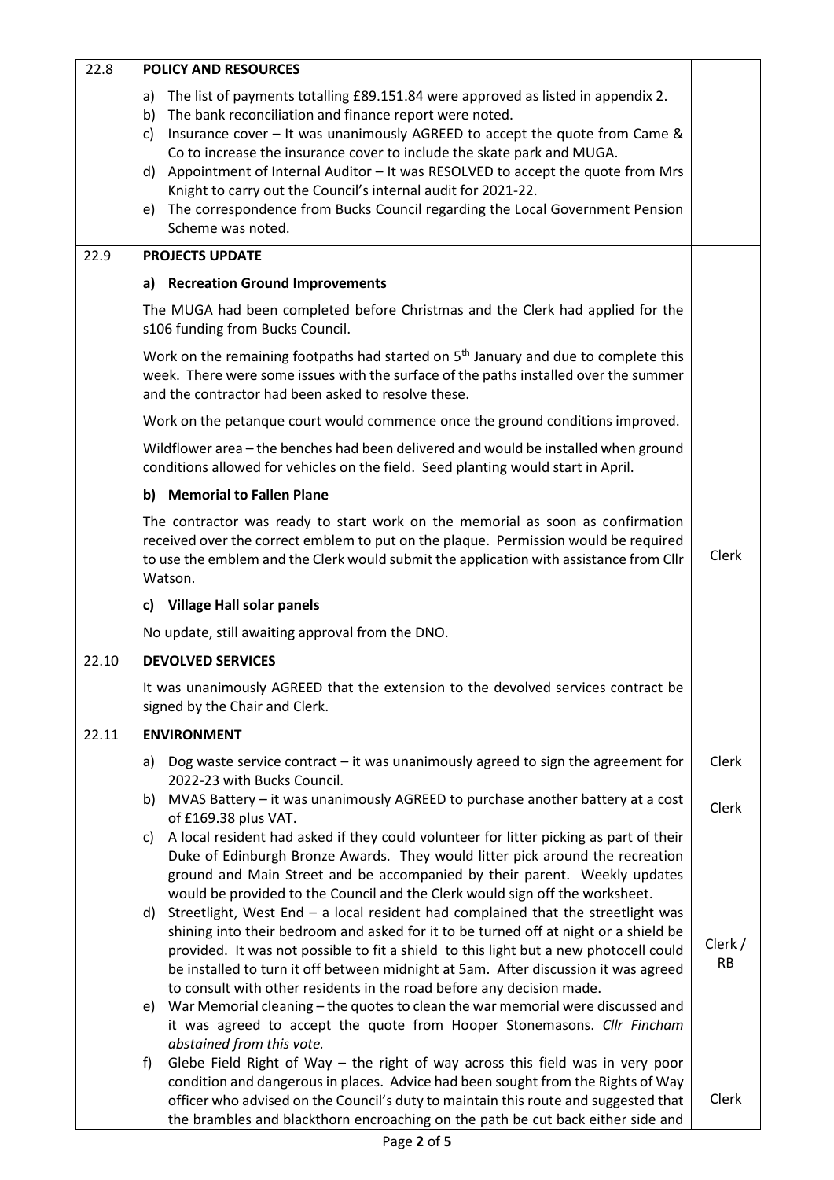| | | |
|---|---|---|
| 22.8 | **POLICY AND RESOURCES**<br><br>a) The list of payments totalling £89.151.84 were approved as listed in appendix 2.<br>b) The bank reconciliation and finance report were noted.<br>c) Insurance cover – It was unanimously AGREED to accept the quote from Came & Co to increase the insurance cover to include the skate park and MUGA.<br>d) Appointment of Internal Auditor – It was RESOLVED to accept the quote from Mrs Knight to carry out the Council's internal audit for 2021-22.<br>e) The correspondence from Bucks Council regarding the Local Government Pension Scheme was noted. | |
| 22.9 | **PROJECTS UPDATE**<br><br>**a) Recreation Ground Improvements**<br><br>The MUGA had been completed before Christmas and the Clerk had applied for the s106 funding from Bucks Council.<br><br>Work on the remaining footpaths had started on 5th January and due to complete this week. There were some issues with the surface of the paths installed over the summer and the contractor had been asked to resolve these.<br><br>Work on the petanque court would commence once the ground conditions improved.<br><br>Wildflower area – the benches had been delivered and would be installed when ground conditions allowed for vehicles on the field. Seed planting would start in April.<br><br>**b) Memorial to Fallen Plane**<br><br>The contractor was ready to start work on the memorial as soon as confirmation received over the correct emblem to put on the plaque. Permission would be required to use the emblem and the Clerk would submit the application with assistance from Cllr Watson.<br><br>**c) Village Hall solar panels**<br><br>No update, still awaiting approval from the DNO. | Clerk |
| 22.10 | **DEVOLVED SERVICES**<br><br>It was unanimously AGREED that the extension to the devolved services contract be signed by the Chair and Clerk. | |
| 22.11 | **ENVIRONMENT**<br><br>a) Dog waste service contract – it was unanimously agreed to sign the agreement for 2022-23 with Bucks Council.<br>b) MVAS Battery – it was unanimously AGREED to purchase another battery at a cost of £169.38 plus VAT.<br>c) A local resident had asked if they could volunteer for litter picking as part of their Duke of Edinburgh Bronze Awards. They would litter pick around the recreation ground and Main Street and be accompanied by their parent. Weekly updates would be provided to the Council and the Clerk would sign off the worksheet.<br>d) Streetlight, West End – a local resident had complained that the streetlight was shining into their bedroom and asked for it to be turned off at night or a shield be provided. It was not possible to fit a shield to this light but a new photocell could be installed to turn it off between midnight at 5am. After discussion it was agreed to consult with other residents in the road before any decision made.<br>e) War Memorial cleaning – the quotes to clean the war memorial were discussed and it was agreed to accept the quote from Hooper Stonemasons. *Cllr Fincham abstained from this vote.*<br>f) Glebe Field Right of Way – the right of way across this field was in very poor condition and dangerous in places. Advice had been sought from the Rights of Way officer who advised on the Council's duty to maintain this route and suggested that the brambles and blackthorn encroaching on the path be cut back either side and | Clerk<br><br>Clerk<br><br>Clerk / RB<br><br>Clerk |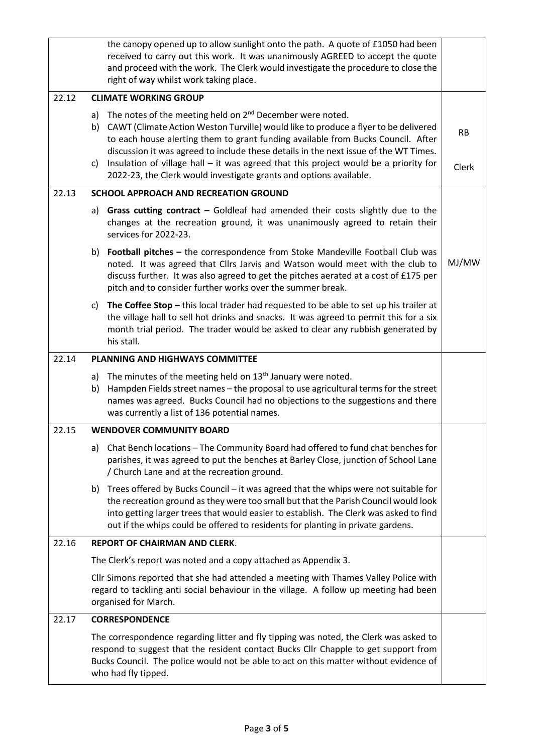| | | |
|---|---|---|
| | the canopy opened up to allow sunlight onto the path. A quote of £1050 had been received to carry out this work. It was unanimously AGREED to accept the quote and proceed with the work. The Clerk would investigate the procedure to close the right of way whilst work taking place. | |
| 22.12 | **CLIMATE WORKING GROUP** | |
| | a) The notes of the meeting held on 2nd December were noted.<br>b) CAWT (Climate Action Weston Turville) would like to produce a flyer to be delivered to each house alerting them to grant funding available from Bucks Council. After discussion it was agreed to include these details in the next issue of the WT Times.<br>c) Insulation of village hall – it was agreed that this project would be a priority for 2022-23, the Clerk would investigate grants and options available. | RB<br><br>Clerk |
| 22.13 | **SCHOOL APPROACH AND RECREATION GROUND** | |
| | a) **Grass cutting contract –** Goldleaf had amended their costs slightly due to the changes at the recreation ground, it was unanimously agreed to retain their services for 2022-23. | |
| | b) **Football pitches –** the correspondence from Stoke Mandeville Football Club was noted. It was agreed that Cllrs Jarvis and Watson would meet with the club to discuss further. It was also agreed to get the pitches aerated at a cost of £175 per pitch and to consider further works over the summer break. | MJ/MW |
| | c) **The Coffee Stop –** this local trader had requested to be able to set up his trailer at the village hall to sell hot drinks and snacks. It was agreed to permit this for a six month trial period. The trader would be asked to clear any rubbish generated by his stall. | |
| 22.14 | **PLANNING AND HIGHWAYS COMMITTEE** | |
| | a) The minutes of the meeting held on 13th January were noted.<br>b) Hampden Fields street names – the proposal to use agricultural terms for the street names was agreed. Bucks Council had no objections to the suggestions and there was currently a list of 136 potential names. | |
| 22.15 | **WENDOVER COMMUNITY BOARD** | |
| | a) Chat Bench locations – The Community Board had offered to fund chat benches for parishes, it was agreed to put the benches at Barley Close, junction of School Lane / Church Lane and at the recreation ground. | |
| | b) Trees offered by Bucks Council – it was agreed that the whips were not suitable for the recreation ground as they were too small but that the Parish Council would look into getting larger trees that would easier to establish. The Clerk was asked to find out if the whips could be offered to residents for planting in private gardens. | |
| 22.16 | **REPORT OF CHAIRMAN AND CLERK**. | |
| | The Clerk's report was noted and a copy attached as Appendix 3.<br><br>Cllr Simons reported that she had attended a meeting with Thames Valley Police with regard to tackling anti social behaviour in the village. A follow up meeting had been organised for March. | |
| 22.17 | **CORRESPONDENCE** | |
| | The correspondence regarding litter and fly tipping was noted, the Clerk was asked to respond to suggest that the resident contact Bucks Cllr Chapple to get support from Bucks Council. The police would not be able to act on this matter without evidence of who had fly tipped. | |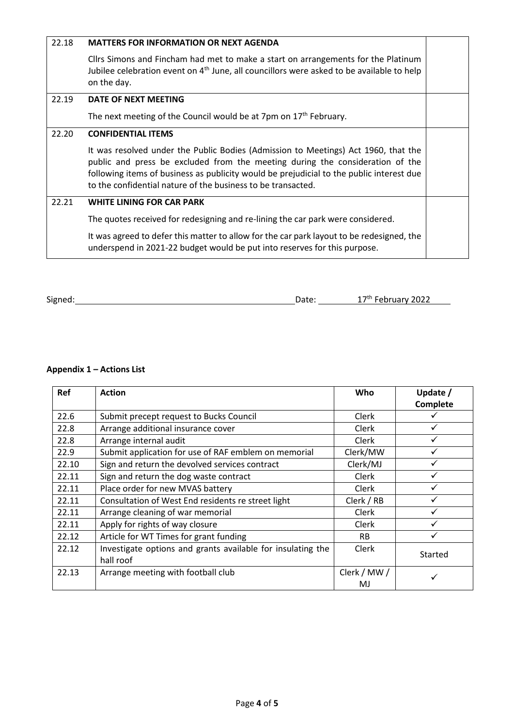| | | |
|---|---|---|
| 22.18 | **MATTERS FOR INFORMATION OR NEXT AGENDA**<br><br>Cllrs Simons and Fincham had met to make a start on arrangements for the Platinum Jubilee celebration event on 4th June, all councillors were asked to be available to help on the day. | |
| 22.19 | **DATE OF NEXT MEETING**<br><br>The next meeting of the Council would be at 7pm on 17th February. | |
| 22.20 | **CONFIDENTIAL ITEMS**<br><br>It was resolved under the Public Bodies (Admission to Meetings) Act 1960, that the public and press be excluded from the meeting during the consideration of the following items of business as publicity would be prejudicial to the public interest due to the confidential nature of the business to be transacted. | |
| 22.21 | **WHITE LINING FOR CAR PARK**<br><br>The quotes received for redesigning and re-lining the car park were considered.<br><br>It was agreed to defer this matter to allow for the car park layout to be redesigned, the underspend in 2021-22 budget would be put into reserves for this purpose. | |

Signed: ______________________________ Date: 17th February 2022

**Appendix 1 – Actions List**

| Ref | Action | Who | Update / Complete |
|---|---|---|---|
| 22.6 | Submit precept request to Bucks Council | Clerk | ✓ |
| 22.8 | Arrange additional insurance cover | Clerk | ✓ |
| 22.8 | Arrange internal audit | Clerk | ✓ |
| 22.9 | Submit application for use of RAF emblem on memorial | Clerk/MW | ✓ |
| 22.10 | Sign and return the devolved services contract | Clerk/MJ | ✓ |
| 22.11 | Sign and return the dog waste contract | Clerk | ✓ |
| 22.11 | Place order for new MVAS battery | Clerk | ✓ |
| 22.11 | Consultation of West End residents re street light | Clerk / RB | ✓ |
| 22.11 | Arrange cleaning of war memorial | Clerk | ✓ |
| 22.11 | Apply for rights of way closure | Clerk | ✓ |
| 22.12 | Article for WT Times for grant funding | RB | ✓ |
| 22.12 | Investigate options and grants available for insulating the hall roof | Clerk | Started |
| 22.13 | Arrange meeting with football club | Clerk / MW / MJ | ✓ |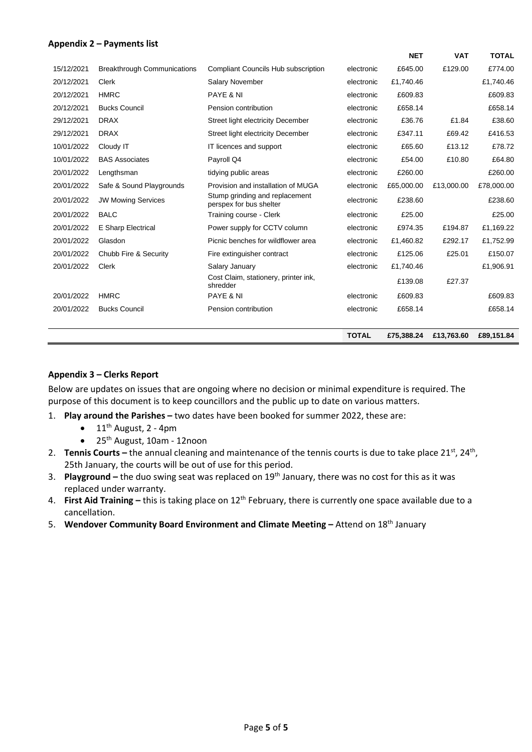### Appendix 2 – Payments list

| | | | | NET | VAT | TOTAL |
|---|---|---|---|---|---|---|
| 15/12/2021 | Breakthrough Communications | Compliant Councils Hub subscription | electronic | £645.00 | £129.00 | £774.00 |
| 20/12/2021 | Clerk | Salary November | electronic | £1,740.46 | | £1,740.46 |
| 20/12/2021 | HMRC | PAYE & NI | electronic | £609.83 | | £609.83 |
| 20/12/2021 | Bucks Council | Pension contribution | electronic | £658.14 | | £658.14 |
| 29/12/2021 | DRAX | Street light electricity December | electronic | £36.76 | £1.84 | £38.60 |
| 29/12/2021 | DRAX | Street light electricity December | electronic | £347.11 | £69.42 | £416.53 |
| 10/01/2022 | Cloudy IT | IT licences and support | electronic | £65.60 | £13.12 | £78.72 |
| 10/01/2022 | BAS Associates | Payroll Q4 | electronic | £54.00 | £10.80 | £64.80 |
| 20/01/2022 | Lengthsman | tidying public areas | electronic | £260.00 | | £260.00 |
| 20/01/2022 | Safe & Sound Playgrounds | Provision and installation of MUGA | electronic | £65,000.00 | £13,000.00 | £78,000.00 |
| 20/01/2022 | JW Mowing Services | Stump grinding and replacement perspex for bus shelter | electronic | £238.60 | | £238.60 |
| 20/01/2022 | BALC | Training course - Clerk | electronic | £25.00 | | £25.00 |
| 20/01/2022 | E Sharp Electrical | Power supply for CCTV column | electronic | £974.35 | £194.87 | £1,169.22 |
| 20/01/2022 | Glasdon | Picnic benches for wildflower area | electronic | £1,460.82 | £292.17 | £1,752.99 |
| 20/01/2022 | Chubb Fire & Security | Fire extinguisher contract | electronic | £125.06 | £25.01 | £150.07 |
| 20/01/2022 | Clerk | Salary January | electronic | £1,740.46 | | £1,906.91 |
| | | Cost Claim, stationery, printer ink, shredder | | £139.08 | £27.37 | |
| 20/01/2022 | HMRC | PAYE & NI | electronic | £609.83 | | £609.83 |
| 20/01/2022 | Bucks Council | Pension contribution | electronic | £658.14 | | £658.14 |
| | | | **TOTAL** | **£75,388.24** | **£13,763.60** | **£89,151.84** |

### Appendix 3 – Clerks Report

Below are updates on issues that are ongoing where no decision or minimal expenditure is required. The purpose of this document is to keep councillors and the public up to date on various matters.

1. **Play around the Parishes –** two dates have been booked for summer 2022, these are:
   - 11th August, 2 - 4pm
   - 25th August, 10am - 12noon
2. **Tennis Courts –** the annual cleaning and maintenance of the tennis courts is due to take place 21st, 24th, 25th January, the courts will be out of use for this period.
3. **Playground –** the duo swing seat was replaced on 19th January, there was no cost for this as it was replaced under warranty.
4. **First Aid Training –** this is taking place on 12th February, there is currently one space available due to a cancellation.
5. **Wendover Community Board Environment and Climate Meeting –** Attend on 18th January